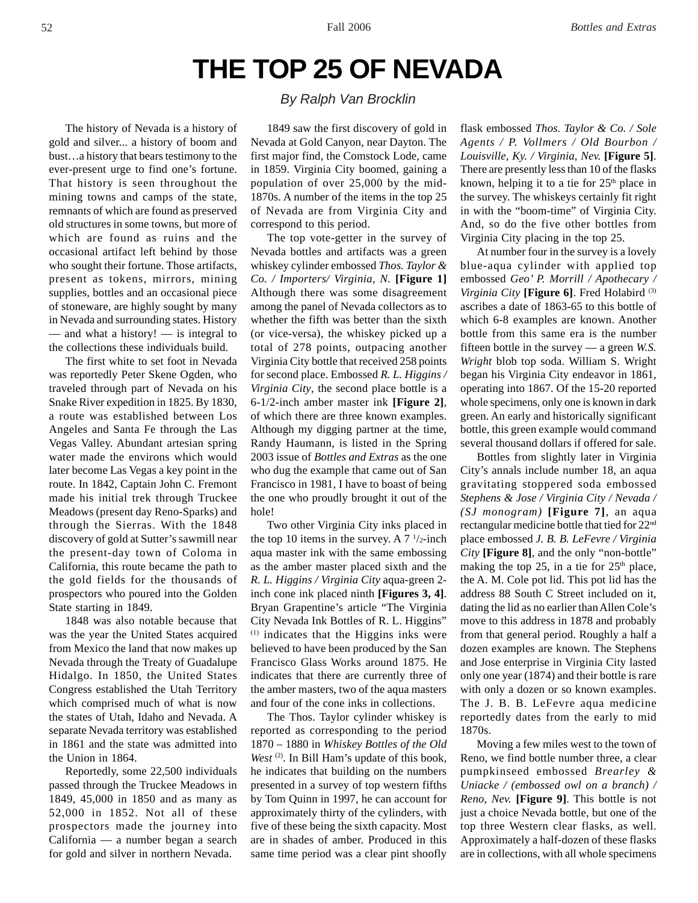# THE TOP 25 OF NEVADA

*By Ralph Van Brocklin*

The history of Nevada is a history of gold and silver... a history of boom and bust…a history that bears testimony to the ever-present urge to find one's fortune. That history is seen throughout the mining towns and camps of the state, remnants of which are found as preserved old structures in some towns, but more of which are found as ruins and the occasional artifact left behind by those who sought their fortune. Those artifacts, present as tokens, mirrors, mining supplies, bottles and an occasional piece of stoneware, are highly sought by many in Nevada and surrounding states. History — and what a history! — is integral to the collections these individuals build.

The first white to set foot in Nevada was reportedly Peter Skene Ogden, who traveled through part of Nevada on his Snake River expedition in 1825. By 1830, a route was established between Los Angeles and Santa Fe through the Las Vegas Valley. Abundant artesian spring water made the environs which would later become Las Vegas a key point in the route. In 1842, Captain John C. Fremont made his initial trek through Truckee Meadows (present day Reno-Sparks) and through the Sierras. With the 1848 discovery of gold at Sutter's sawmill near the present-day town of Coloma in California, this route became the path to the gold fields for the thousands of prospectors who poured into the Golden State starting in 1849.

1848 was also notable because that was the year the United States acquired from Mexico the land that now makes up Nevada through the Treaty of Guadalupe Hidalgo. In 1850, the United States Congress established the Utah Territory which comprised much of what is now the states of Utah, Idaho and Nevada. A separate Nevada territory was established in 1861 and the state was admitted into the Union in 1864.

Reportedly, some 22,500 individuals passed through the Truckee Meadows in 1849, 45,000 in 1850 and as many as 52,000 in 1852. Not all of these prospectors made the journey into California — a number began a search for gold and silver in northern Nevada.

1849 saw the first discovery of gold in Nevada at Gold Canyon, near Dayton. The first major find, the Comstock Lode, came in 1859. Virginia City boomed, gaining a population of over 25,000 by the mid-1870s. A number of the items in the top 25 of Nevada are from Virginia City and correspond to this period.

The top vote-getter in the survey of Nevada bottles and artifacts was a green whiskey cylinder embossed *Thos. Taylor & Co. / Importers/ Virginia, N.* **[Figure 1]** Although there was some disagreement among the panel of Nevada collectors as to whether the fifth was better than the sixth (or vice-versa), the whiskey picked up a total of 278 points, outpacing another Virginia City bottle that received 258 points for second place. Embossed *R. L. Higgins / Virginia City*, the second place bottle is a 6-1/2-inch amber master ink **[Figure 2]**, of which there are three known examples. Although my digging partner at the time, Randy Haumann, is listed in the Spring 2003 issue of *Bottles and Extras* as the one who dug the example that came out of San Francisco in 1981, I have to boast of being the one who proudly brought it out of the hole!

Two other Virginia City inks placed in the top 10 items in the survey. A 7 1/2-inch aqua master ink with the same embossing as the amber master placed sixth and the *R. L. Higgins / Virginia City* aqua-green 2-inch cone ink placed ninth **[Figures 3, 4]**. Bryan Grapentine's article "The Virginia City Nevada Ink Bottles of R. L. Higgins" [1] indicates that the Higgins inks were believed to have been produced by the San Francisco Glass Works around 1875. He indicates that there are currently three of the amber masters, two of the aqua masters and four of the cone inks in collections.

The Thos. Taylor cylinder whiskey is reported as corresponding to the period 1870 – 1880 in *Whiskey Bottles of the Old West* [2]. In Bill Ham's update of this book, he indicates that building on the numbers presented in a survey of top western fifths by Tom Quinn in 1997, he can account for approximately thirty of the cylinders, with five of these being the sixth capacity. Most are in shades of amber. Produced in this same time period was a clear pint shoofly flask embossed *Thos. Taylor & Co. / Sole Agents / P. Vollmers / Old Bourbon / Louisville, Ky. / Virginia, Nev.* **[Figure 5]**. There are presently less than 10 of the flasks known, helping it to a tie for 25th place in the survey. The whiskeys certainly fit right in with the "boom-time" of Virginia City. And, so do the five other bottles from Virginia City placing in the top 25.

At number four in the survey is a lovely blue-aqua cylinder with applied top embossed *Geo' P. Morrill / Apothecary / Virginia City* **[Figure 6]**. Fred Holabird [3] ascribes a date of 1863-65 to this bottle of which 6-8 examples are known. Another bottle from this same era is the number fifteen bottle in the survey — a green *W.S. Wright* blob top soda. William S. Wright began his Virginia City endeavor in 1861, operating into 1867. Of the 15-20 reported whole specimens, only one is known in dark green. An early and historically significant bottle, this green example would command several thousand dollars if offered for sale.

Bottles from slightly later in Virginia City's annals include number 18, an aqua gravitating stoppered soda embossed *Stephens & Jose / Virginia City / Nevada / (SJ monogram)* **[Figure 7]**, an aqua rectangular medicine bottle that tied for 22nd place embossed *J. B. B. LeFevre / Virginia City* **[Figure 8]**, and the only "non-bottle" making the top 25, in a tie for 25th place, the A. M. Cole pot lid. This pot lid has the address 88 South C Street included on it, dating the lid as no earlier than Allen Cole's move to this address in 1878 and probably from that general period. Roughly a half a dozen examples are known. The Stephens and Jose enterprise in Virginia City lasted only one year (1874) and their bottle is rare with only a dozen or so known examples. The J. B. B. LeFevre aqua medicine reportedly dates from the early to mid 1870s.

Moving a few miles west to the town of Reno, we find bottle number three, a clear pumpkinseed embossed *Brearley & Uniacke / (embossed owl on a branch) / Reno, Nev.* **[Figure 9]**. This bottle is not just a choice Nevada bottle, but one of the top three Western clear flasks, as well. Approximately a half-dozen of these flasks are in collections, with all whole specimens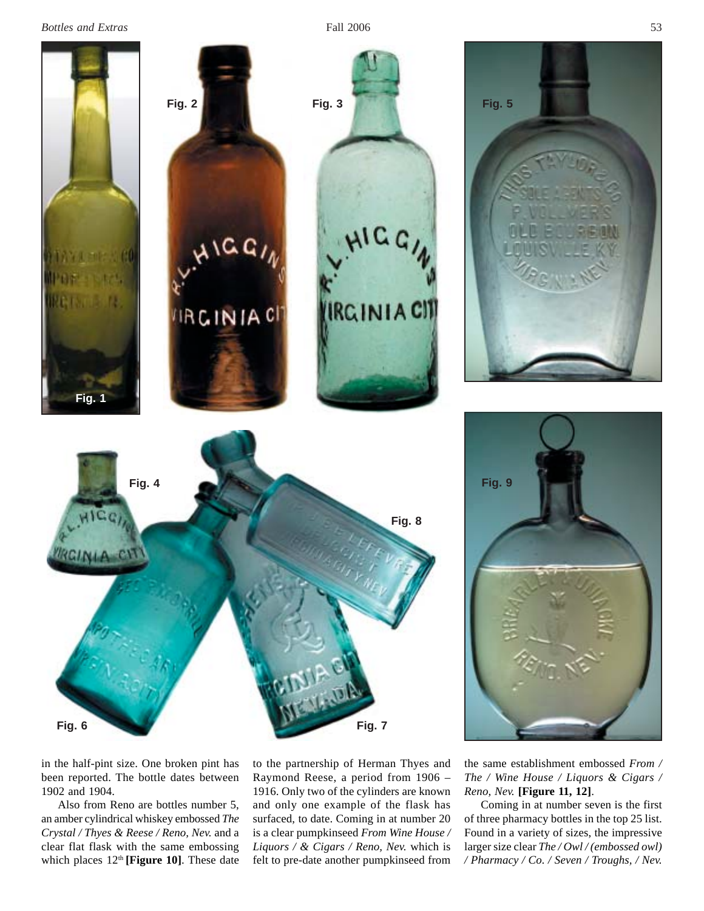in the half-pint size. One broken pint has been reported. The bottle dates between 1902 and 1904.

Also from Reno are bottles number 5, an amber cylindrical whiskey embossed *The Crystal / Thyes & Reese / Reno, Nev.* and a clear flat flask with the same embossing which places 12th **[Figure 10]**. These date to the partnership of Herman Thyes and Raymond Reese, a period from 1906 – 1916. Only two of the cylinders are known and only one example of the flask has surfaced, to date. Coming in at number 20 is a clear pumpkinseed *From Wine House / Liquors / & Cigars / Reno, Nev.* which is felt to pre-date another pumpkinseed from the same establishment embossed *From / The / Wine House / Liquors & Cigars / Reno, Nev.* **[Figure 11, 12]**.

Coming in at number seven is the first of three pharmacy bottles in the top 25 list. Found in a variety of sizes, the impressive larger size clear *The / Owl / (embossed owl) / Pharmacy / Co. / Seven / Troughs, / Nev.*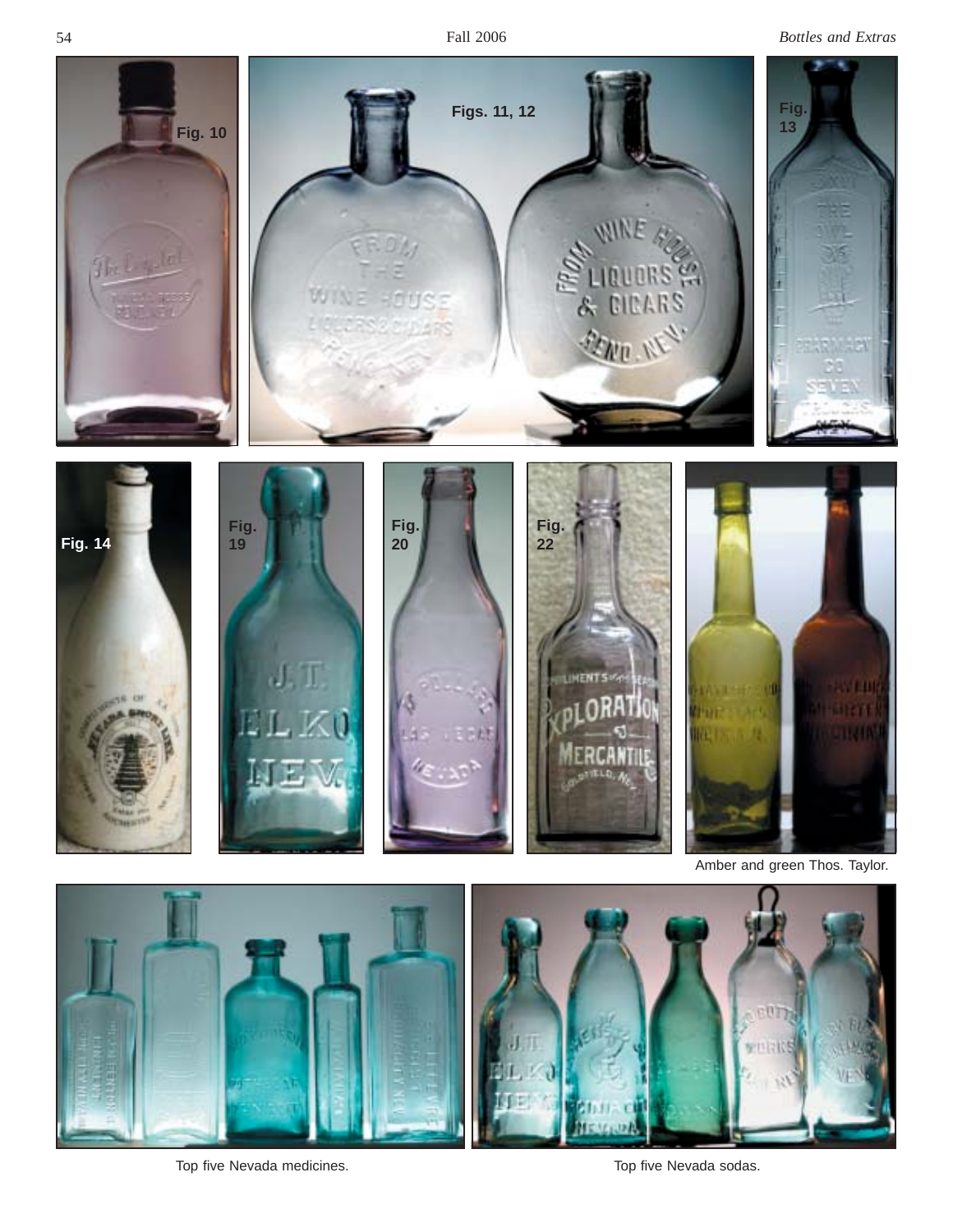Fig. 10

Figs. 11, 12

Fig. 13

Fig. 14

Fig. 19

Fig. 20

Fig. 22

Amber and green Thos. Taylor.

Top five Nevada medicines.

Top five Nevada sodas.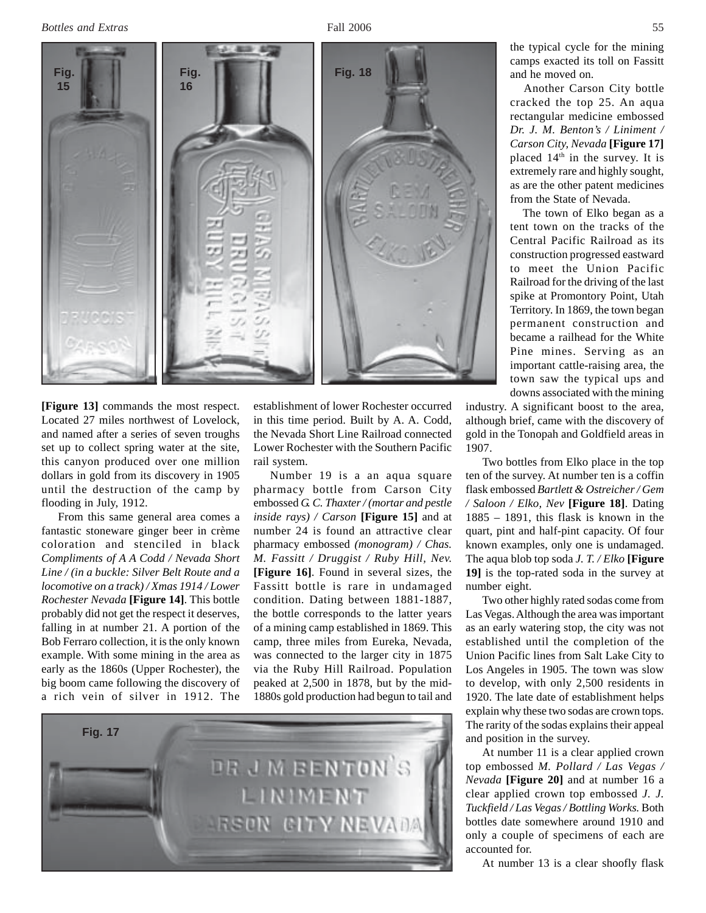[Figure 13] commands the most respect. Located 27 miles northwest of Lovelock, and named after a series of seven troughs set up to collect spring water at the site, this canyon produced over one million dollars in gold from its discovery in 1905 until the destruction of the camp by flooding in July, 1912.

From this same general area comes a fantastic stoneware ginger beer in crème coloration and stenciled in black *Compliments of A A Codd / Nevada Short Line / (in a buckle: Silver Belt Route and a locomotive on a track) / Xmas 1914 / Lower Rochester Nevada* **[Figure 14]**. This bottle probably did not get the respect it deserves, falling in at number 21. A portion of the Bob Ferraro collection, it is the only known example. With some mining in the area as early as the 1860s (Upper Rochester), the big boom came following the discovery of a rich vein of silver in 1912. The establishment of lower Rochester occurred in this time period. Built by A. A. Codd, the Nevada Short Line Railroad connected Lower Rochester with the Southern Pacific rail system.

Number 19 is a an aqua square pharmacy bottle from Carson City embossed *G. C. Thaxter / (mortar and pestle inside rays) / Carson* **[Figure 15]** and at number 24 is found an attractive clear pharmacy embossed *(monogram) / Chas. M. Fassitt / Druggist / Ruby Hill, Nev.* **[Figure 16]**. Found in several sizes, the Fassitt bottle is rare in undamaged condition. Dating between 1881-1887, the bottle corresponds to the latter years of a mining camp established in 1869. This camp, three miles from Eureka, Nevada, was connected to the larger city in 1875 via the Ruby Hill Railroad. Population peaked at 2,500 in 1878, but by the mid-1880s gold production had begun to tail and the typical cycle for the mining camps exacted its toll on Fassitt and he moved on.

Another Carson City bottle cracked the top 25. An aqua rectangular medicine embossed *Dr. J. M. Benton's / Liniment / Carson City, Nevada* **[Figure 17]** placed 14th in the survey. It is extremely rare and highly sought, as are the other patent medicines from the State of Nevada.

The town of Elko began as a tent town on the tracks of the Central Pacific Railroad as its construction progressed eastward to meet the Union Pacific Railroad for the driving of the last spike at Promontory Point, Utah Territory. In 1869, the town began permanent construction and became a railhead for the White Pine mines. Serving as an important cattle-raising area, the town saw the typical ups and downs associated with the mining industry. A significant boost to the area, although brief, came with the discovery of gold in the Tonopah and Goldfield areas in 1907.

Two bottles from Elko place in the top ten of the survey. At number ten is a coffin flask embossed *Bartlett & Ostreicher / Gem / Saloon / Elko, Nev* **[Figure 18]**. Dating 1885 – 1891, this flask is known in the quart, pint and half-pint capacity. Of four known examples, only one is undamaged. The aqua blob top soda *J. T. / Elko* **[Figure 19]** is the top-rated soda in the survey at number eight.

Two other highly rated sodas come from Las Vegas. Although the area was important as an early watering stop, the city was not established until the completion of the Union Pacific lines from Salt Lake City to Los Angeles in 1905. The town was slow to develop, with only 2,500 residents in 1920. The late date of establishment helps explain why these two sodas are crown tops. The rarity of the sodas explains their appeal and position in the survey.

At number 11 is a clear applied crown top embossed *M. Pollard / Las Vegas / Nevada* **[Figure 20]** and at number 16 a clear applied crown top embossed *J. J. Tuckfield / Las Vegas / Bottling Works.* Both bottles date somewhere around 1910 and only a couple of specimens of each are accounted for.

At number 13 is a clear shoofly flask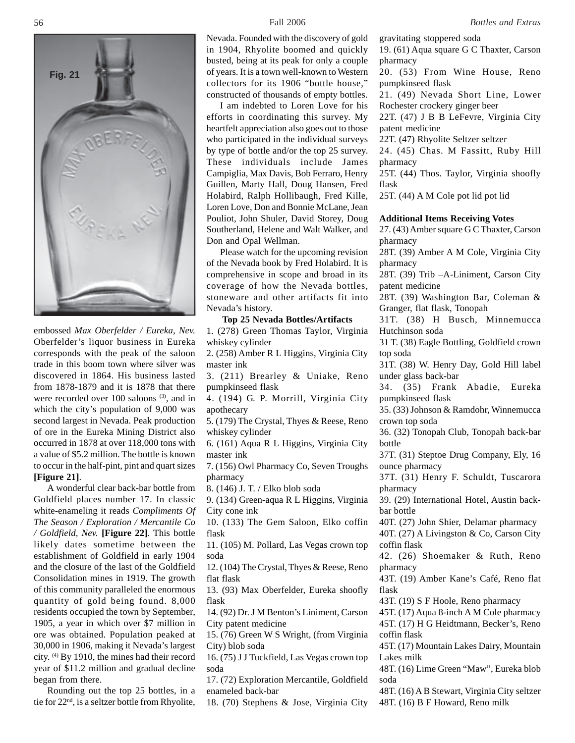Fig. 21

embossed *Max Oberfelder / Eureka, Nev.* Oberfelder's liquor business in Eureka corresponds with the peak of the saloon trade in this boom town where silver was discovered in 1864. His business lasted from 1878-1879 and it is 1878 that there were recorded over 100 saloons [3], and in which the city's population of 9,000 was second largest in Nevada. Peak production of ore in the Eureka Mining District also occurred in 1878 at over 118,000 tons with a value of $5.2 million. The bottle is known to occur in the half-pint, pint and quart sizes **[Figure 21]**.

A wonderful clear back-bar bottle from Goldfield places number 17. In classic white-enameling it reads *Compliments Of The Season / Exploration / Mercantile Co / Goldfield, Nev.* **[Figure 22]**. This bottle likely dates sometime between the establishment of Goldfield in early 1904 and the closure of the last of the Goldfield Consolidation mines in 1919. The growth of this community paralleled the enormous quantity of gold being found. 8,000 residents occupied the town by September, 1905, a year in which over $7 million in ore was obtained. Population peaked at 30,000 in 1906, making it Nevada's largest city. [4] By 1910, the mines had their record year of $11.2 million and gradual decline began from there.

Rounding out the top 25 bottles, in a tie for 22nd, is a seltzer bottle from Rhyolite, Nevada. Founded with the discovery of gold in 1904, Rhyolite boomed and quickly busted, being at its peak for only a couple of years. It is a town well-known to Western collectors for its 1906 "bottle house," constructed of thousands of empty bottles.

I am indebted to Loren Love for his efforts in coordinating this survey. My heartfelt appreciation also goes out to those who participated in the individual surveys by type of bottle and/or the top 25 survey. These individuals include James Campiglia, Max Davis, Bob Ferraro, Henry Guillen, Marty Hall, Doug Hansen, Fred Holabird, Ralph Hollibaugh, Fred Kille, Loren Love, Don and Bonnie McLane, Jean Pouliot, John Shuler, David Storey, Doug Southerland, Helene and Walt Walker, and Don and Opal Wellman.

Please watch for the upcoming revision of the Nevada book by Fred Holabird. It is comprehensive in scope and broad in its coverage of how the Nevada bottles, stoneware and other artifacts fit into Nevada's history.

**Top 25 Nevada Bottles/Artifacts**

1. (278) Green Thomas Taylor, Virginia whiskey cylinder
2. (258) Amber R L Higgins, Virginia City master ink
3. (211) Brearley & Uniake, Reno pumpkinseed flask
4. (194) G. P. Morrill, Virginia City apothecary
5. (179) The Crystal, Thyes & Reese, Reno whiskey cylinder
6. (161) Aqua R L Higgins, Virginia City master ink
7. (156) Owl Pharmacy Co, Seven Troughs pharmacy
8. (146) J. T. / Elko blob soda
9. (134) Green-aqua R L Higgins, Virginia City cone ink
10. (133) The Gem Saloon, Elko coffin flask
11. (105) M. Pollard, Las Vegas crown top soda
12. (104) The Crystal, Thyes & Reese, Reno flat flask
13. (93) Max Oberfelder, Eureka shoofly flask
14. (92) Dr. J M Benton's Liniment, Carson City patent medicine
15. (76) Green W S Wright, (from Virginia City) blob soda
16. (75) J J Tuckfield, Las Vegas crown top soda
17. (72) Exploration Mercantile, Goldfield enameled back-bar
18. (70) Stephens & Jose, Virginia City gravitating stoppered soda
19. (61) Aqua square G C Thaxter, Carson pharmacy
20. (53) From Wine House, Reno pumpkinseed flask
21. (49) Nevada Short Line, Lower Rochester crockery ginger beer

22T. (47) J B B LeFevre, Virginia City patent medicine

22T. (47) Rhyolite Seltzer seltzer

24. (45) Chas. M Fassitt, Ruby Hill pharmacy

25T. (44) Thos. Taylor, Virginia shoofly flask

25T. (44) A M Cole pot lid pot lid

**Additional Items Receiving Votes**

27. (43) Amber square G C Thaxter, Carson pharmacy

28T. (39) Amber A M Cole, Virginia City pharmacy

28T. (39) Trib –A-Liniment, Carson City patent medicine

28T. (39) Washington Bar, Coleman & Granger, flat flask, Tonopah

31T. (38) H Busch, Minnemucca Hutchinson soda

31 T. (38) Eagle Bottling, Goldfield crown top soda

31T. (38) W. Henry Day, Gold Hill label under glass back-bar

34. (35) Frank Abadie, Eureka pumpkinseed flask

35. (33) Johnson & Ramdohr, Winnemucca crown top soda

36. (32) Tonopah Club, Tonopah back-bar bottle

37T. (31) Steptoe Drug Company, Ely, 16 ounce pharmacy

37T. (31) Henry F. Schuldt, Tuscarora pharmacy

39. (29) International Hotel, Austin back-bar bottle

40T. (27) John Shier, Delamar pharmacy

40T. (27) A Livingston & Co, Carson City coffin flask

42. (26) Shoemaker & Ruth, Reno pharmacy

43T. (19) Amber Kane's Café, Reno flat flask

43T. (19) S F Hoole, Reno pharmacy

45T. (17) Aqua 8-inch A M Cole pharmacy

45T. (17) H G Heidtmann, Becker's, Reno coffin flask

45T. (17) Mountain Lakes Dairy, Mountain Lakes milk

48T. (16) Lime Green "Maw", Eureka blob soda

48T. (16) A B Stewart, Virginia City seltzer

48T. (16) B F Howard, Reno milk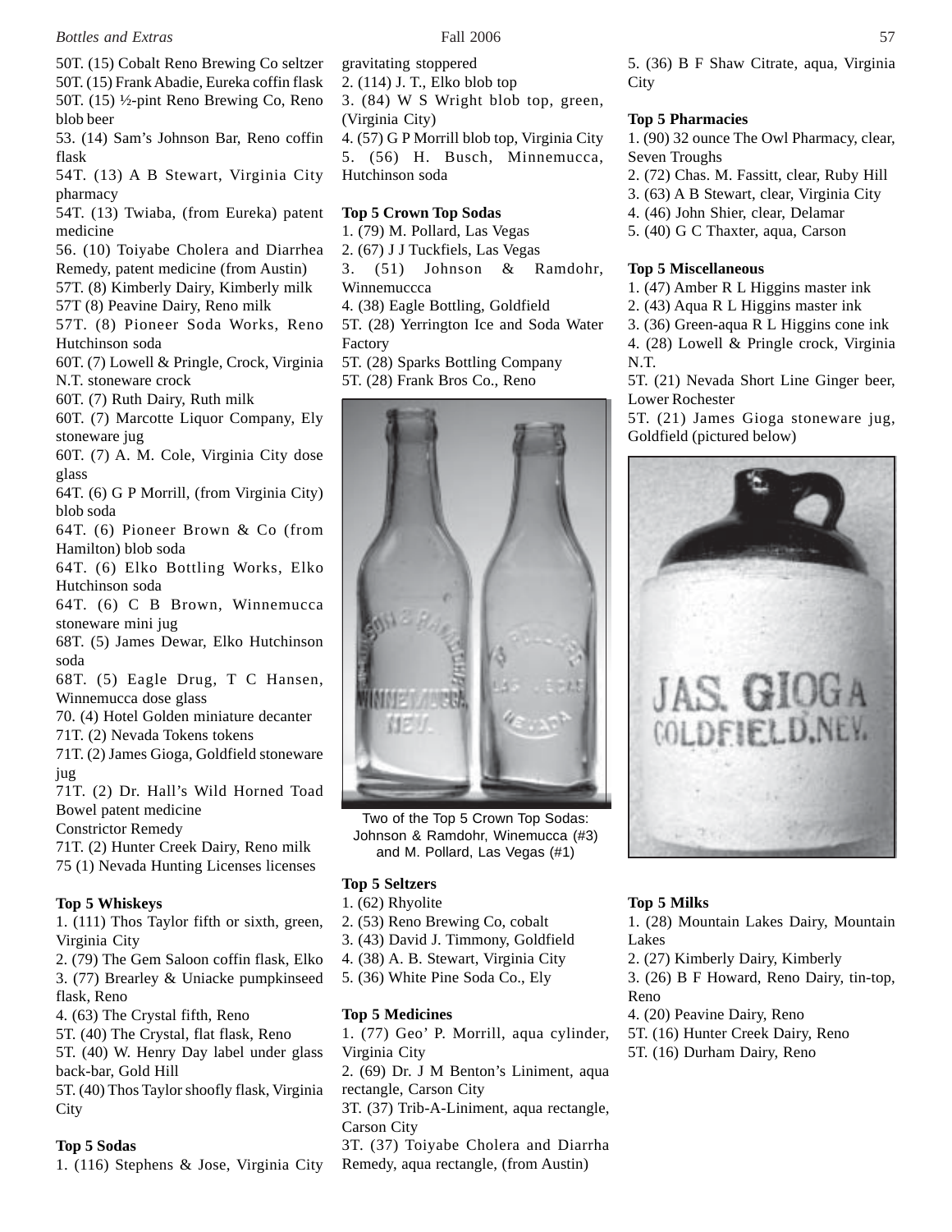50T. (15) Cobalt Reno Brewing Co seltzer

50T. (15) Frank Abadie, Eureka coffin flask

50T. (15) ½-pint Reno Brewing Co, Reno blob beer

53. (14) Sam's Johnson Bar, Reno coffin flask

54T. (13) A B Stewart, Virginia City pharmacy

54T. (13) Twiaba, (from Eureka) patent medicine

56. (10) Toiyabe Cholera and Diarrhea Remedy, patent medicine (from Austin)

57T. (8) Kimberly Dairy, Kimberly milk

57T (8) Peavine Dairy, Reno milk

57T. (8) Pioneer Soda Works, Reno Hutchinson soda

60T. (7) Lowell & Pringle, Crock, Virginia N.T. stoneware crock

60T. (7) Ruth Dairy, Ruth milk

60T. (7) Marcotte Liquor Company, Ely stoneware jug

60T. (7) A. M. Cole, Virginia City dose glass

64T. (6) G P Morrill, (from Virginia City) blob soda

64T. (6) Pioneer Brown & Co (from Hamilton) blob soda

64T. (6) Elko Bottling Works, Elko Hutchinson soda

64T. (6) C B Brown, Winnemucca stoneware mini jug

68T. (5) James Dewar, Elko Hutchinson soda

68T. (5) Eagle Drug, T C Hansen, Winnemucca dose glass

70. (4) Hotel Golden miniature decanter

71T. (2) Nevada Tokens tokens

71T. (2) James Gioga, Goldfield stoneware jug

71T. (2) Dr. Hall's Wild Horned Toad Bowel patent medicine
Constrictor Remedy

71T. (2) Hunter Creek Dairy, Reno milk

75 (1) Nevada Hunting Licenses licenses

**Top 5 Whiskeys**

1. (111) Thos Taylor fifth or sixth, green, Virginia City
2. (79) The Gem Saloon coffin flask, Elko
3. (77) Brearley & Uniacke pumpkinseed flask, Reno
4. (63) The Crystal fifth, Reno

5T. (40) The Crystal, flat flask, Reno

5T. (40) W. Henry Day label under glass back-bar, Gold Hill

5T. (40) Thos Taylor shoofly flask, Virginia City

**Top 5 Sodas**

1. (116) Stephens & Jose, Virginia City gravitating stoppered
2. (114) J. T., Elko blob top
3. (84) W S Wright blob top, green, (Virginia City)
4. (57) G P Morrill blob top, Virginia City
5. (56) H. Busch, Minnemucca, Hutchinson soda

**Top 5 Crown Top Sodas**

1. (79) M. Pollard, Las Vegas
2. (67) J J Tuckfiels, Las Vegas
3. (51) Johnson & Ramdohr, Winnemuccca
4. (38) Eagle Bottling, Goldfield

5T. (28) Yerrington Ice and Soda Water Factory

5T. (28) Sparks Bottling Company

5T. (28) Frank Bros Co., Reno

Two of the Top 5 Crown Top Sodas: Johnson & Ramdohr, Winemucca (#3) and M. Pollard, Las Vegas (#1)

**Top 5 Seltzers**

1. (62) Rhyolite
2. (53) Reno Brewing Co, cobalt
3. (43) David J. Timmony, Goldfield
4. (38) A. B. Stewart, Virginia City
5. (36) White Pine Soda Co., Ely

**Top 5 Medicines**

1. (77) Geo' P. Morrill, aqua cylinder, Virginia City
2. (69) Dr. J M Benton's Liniment, aqua rectangle, Carson City

3T. (37) Trib-A-Liniment, aqua rectangle, Carson City

3T. (37) Toiyabe Cholera and Diarrha Remedy, aqua rectangle, (from Austin)

5. (36) B F Shaw Citrate, aqua, Virginia City

**Top 5 Pharmacies**

1. (90) 32 ounce The Owl Pharmacy, clear, Seven Troughs
2. (72) Chas. M. Fassitt, clear, Ruby Hill
3. (63) A B Stewart, clear, Virginia City
4. (46) John Shier, clear, Delamar
5. (40) G C Thaxter, aqua, Carson

**Top 5 Miscellaneous**

1. (47) Amber R L Higgins master ink
2. (43) Aqua R L Higgins master ink
3. (36) Green-aqua R L Higgins cone ink
4. (28) Lowell & Pringle crock, Virginia N.T.

5T. (21) Nevada Short Line Ginger beer, Lower Rochester

5T. (21) James Gioga stoneware jug, Goldfield (pictured below)

**Top 5 Milks**

1. (28) Mountain Lakes Dairy, Mountain Lakes
2. (27) Kimberly Dairy, Kimberly
3. (26) B F Howard, Reno Dairy, tin-top, Reno
4. (20) Peavine Dairy, Reno

5T. (16) Hunter Creek Dairy, Reno

5T. (16) Durham Dairy, Reno